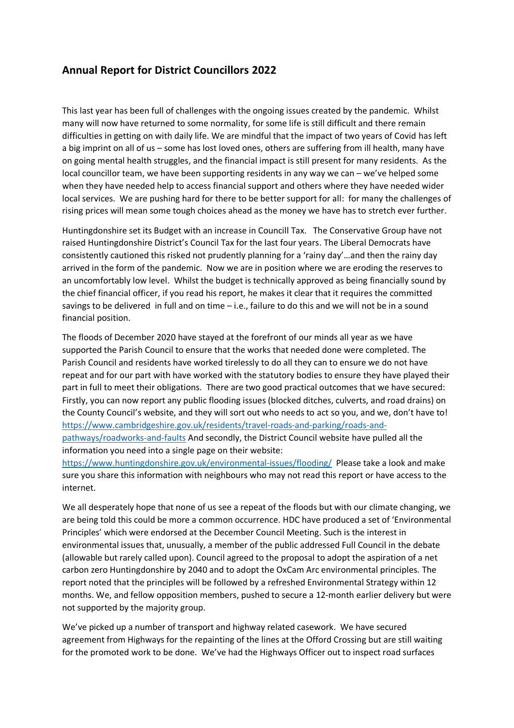## Annual Report for District Councillors 2022

This last year has been full of challenges with the ongoing issues created by the pandemic. Whilst many will now have returned to some normality, for some life is still difficult and there remain difficulties in getting on with daily life. We are mindful that the impact of two years of Covid has left a big imprint on all of us – some has lost loved ones, others are suffering from ill health, many have on going mental health struggles, and the financial impact is still present for many residents. As the local councillor team, we have been supporting residents in any way we can – we've helped some when they have needed help to access financial support and others where they have needed wider local services. We are pushing hard for there to be better support for all: for many the challenges of rising prices will mean some tough choices ahead as the money we have has to stretch ever further.

Huntingdonshire set its Budget with an increase in Councill Tax. The Conservative Group have not raised Huntingdonshire District's Council Tax for the last four years. The Liberal Democrats have consistently cautioned this risked not prudently planning for a 'rainy day'…and then the rainy day arrived in the form of the pandemic. Now we are in position where we are eroding the reserves to an uncomfortably low level. Whilst the budget is technically approved as being financially sound by the chief financial officer, if you read his report, he makes it clear that it requires the committed savings to be delivered in full and on time – i.e., failure to do this and we will not be in a sound financial position.

The floods of December 2020 have stayed at the forefront of our minds all year as we have supported the Parish Council to ensure that the works that needed done were completed. The Parish Council and residents have worked tirelessly to do all they can to ensure we do not have repeat and for our part with have worked with the statutory bodies to ensure they have played their part in full to meet their obligations. There are two good practical outcomes that we have secured: Firstly, you can now report any public flooding issues (blocked ditches, culverts, and road drains) on the County Council's website, and they will sort out who needs to act so you, and we, don't have to! https://www.cambridgeshire.gov.uk/residents/travel-roads-and-parking/roads-and-pathways/roadworks-and-faults And secondly, the District Council website have pulled all the information you need into a single page on their website: https://www.huntingdonshire.gov.uk/environmental-issues/flooding/ Please take a look and make sure you share this information with neighbours who may not read this report or have access to the internet.

We all desperately hope that none of us see a repeat of the floods but with our climate changing, we are being told this could be more a common occurrence. HDC have produced a set of 'Environmental Principles' which were endorsed at the December Council Meeting. Such is the interest in environmental issues that, unusually, a member of the public addressed Full Council in the debate (allowable but rarely called upon). Council agreed to the proposal to adopt the aspiration of a net carbon zero Huntingdonshire by 2040 and to adopt the OxCam Arc environmental principles. The report noted that the principles will be followed by a refreshed Environmental Strategy within 12 months. We, and fellow opposition members, pushed to secure a 12-month earlier delivery but were not supported by the majority group.

We've picked up a number of transport and highway related casework. We have secured agreement from Highways for the repainting of the lines at the Offord Crossing but are still waiting for the promoted work to be done. We've had the Highways Officer out to inspect road surfaces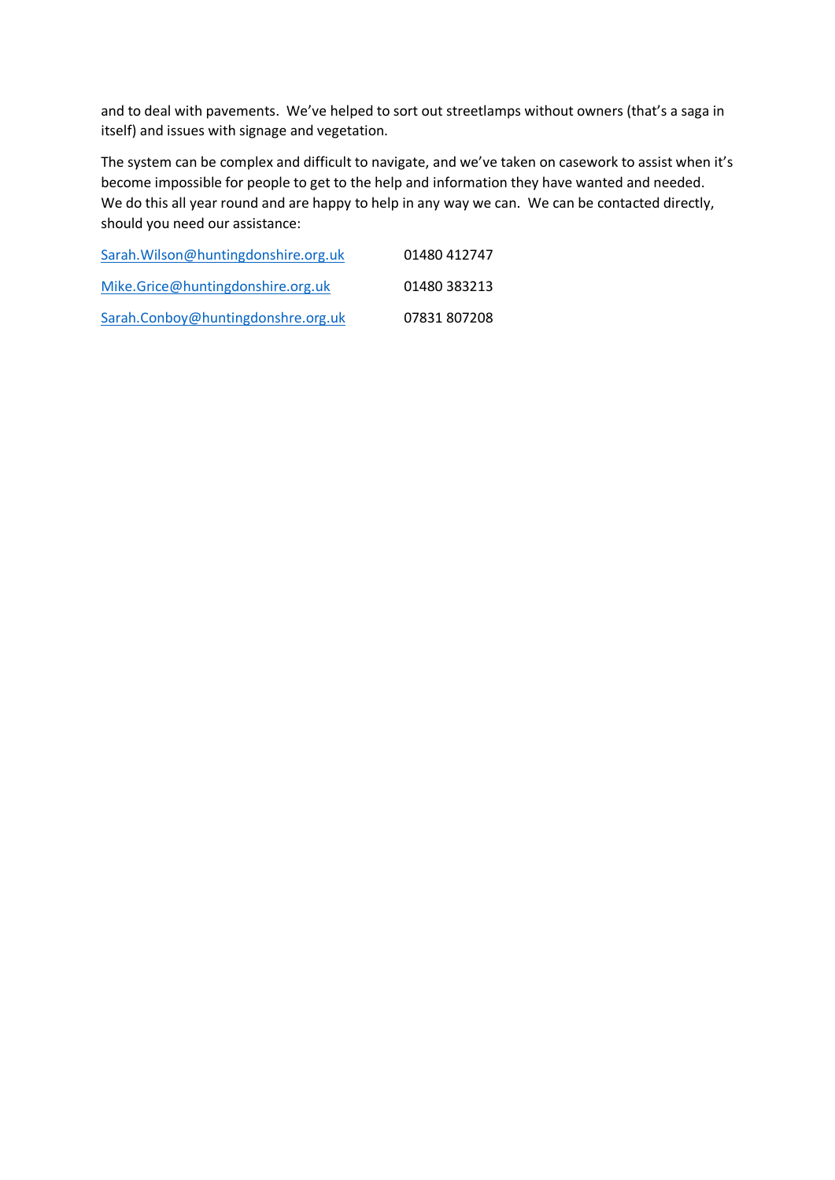and to deal with pavements. We've helped to sort out streetlamps without owners (that's a saga in itself) and issues with signage and vegetation.

The system can be complex and difficult to navigate, and we've taken on casework to assist when it's become impossible for people to get to the help and information they have wanted and needed. We do this all year round and are happy to help in any way we can. We can be contacted directly, should you need our assistance:

| | |
|---|---|
| Sarah.Wilson@huntingdonshire.org.uk | 01480 412747 |
| Mike.Grice@huntingdonshire.org.uk | 01480 383213 |
| Sarah.Conboy@huntingdonshre.org.uk | 07831 807208 |